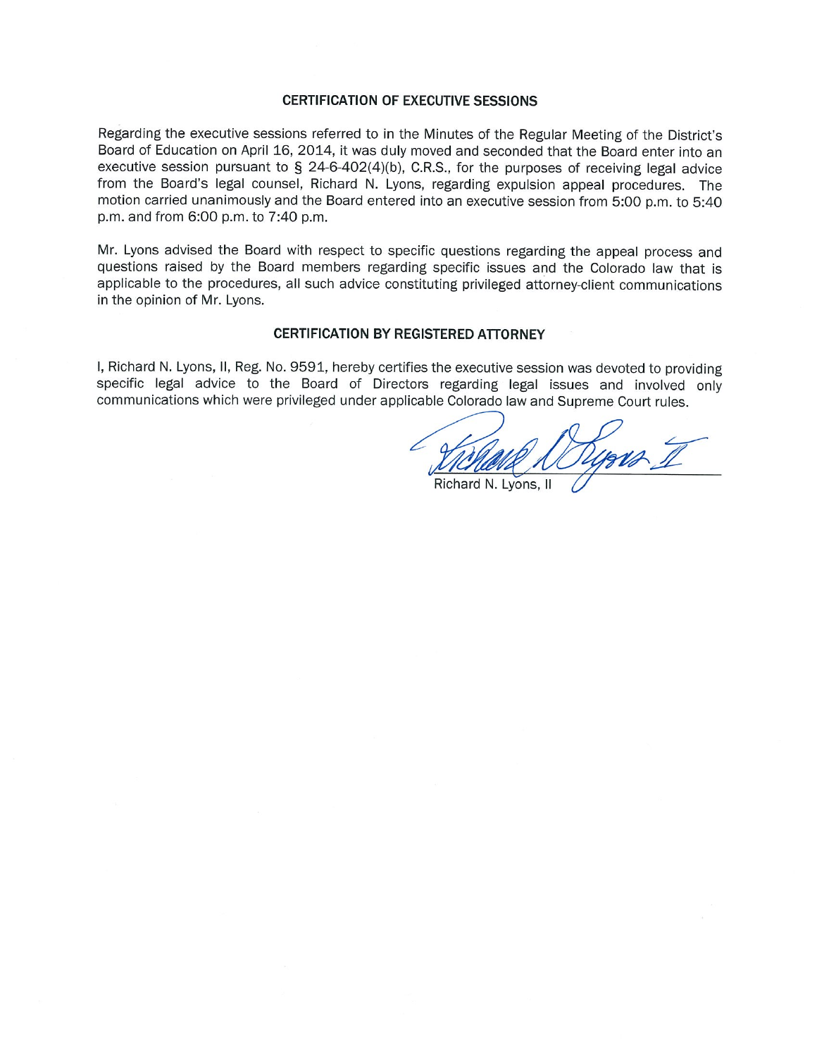## CERTIFICATION OF EXECUTIVE SESSIONS

Regarding the executive sessions referred to in the Minutes of the Regular Meeting of the District's Board of Education on April 16, 2014, it was duly moved and seconded that the Board enter into an executive session pursuant to § 24-6-402(4)(b), C.R.S., for the purposes of receiving legal advice from the Board's legal counsel, Richard N. Lyons, regarding expulsion appeal procedures. The motion carried unanimously and the Board entered into an executive session from 5:00 p.m. to 5:40 p.m. and from 6:00 p.m. to 7:40 p.m.

Mr. Lyons advised the Board with respect to specific questions regarding the appeal process and questions raised by the Board members regarding specific issues and the Colorado law that is applicable to the procedures, all such advice constituting privileged attorney-client communications in the opinion of Mr. Lyons.

## CERTIFICATION BY REGISTERED ATTORNEY

I, Richard N. Lyons, II, Reg. No. 9591, hereby certifies the executive session was devoted to providing specific legal advice to the Board of Directors regarding legal issues and involved only communications which were privileged under applicable Colorado law and Supreme Court rules.

Richard N. Lyons, II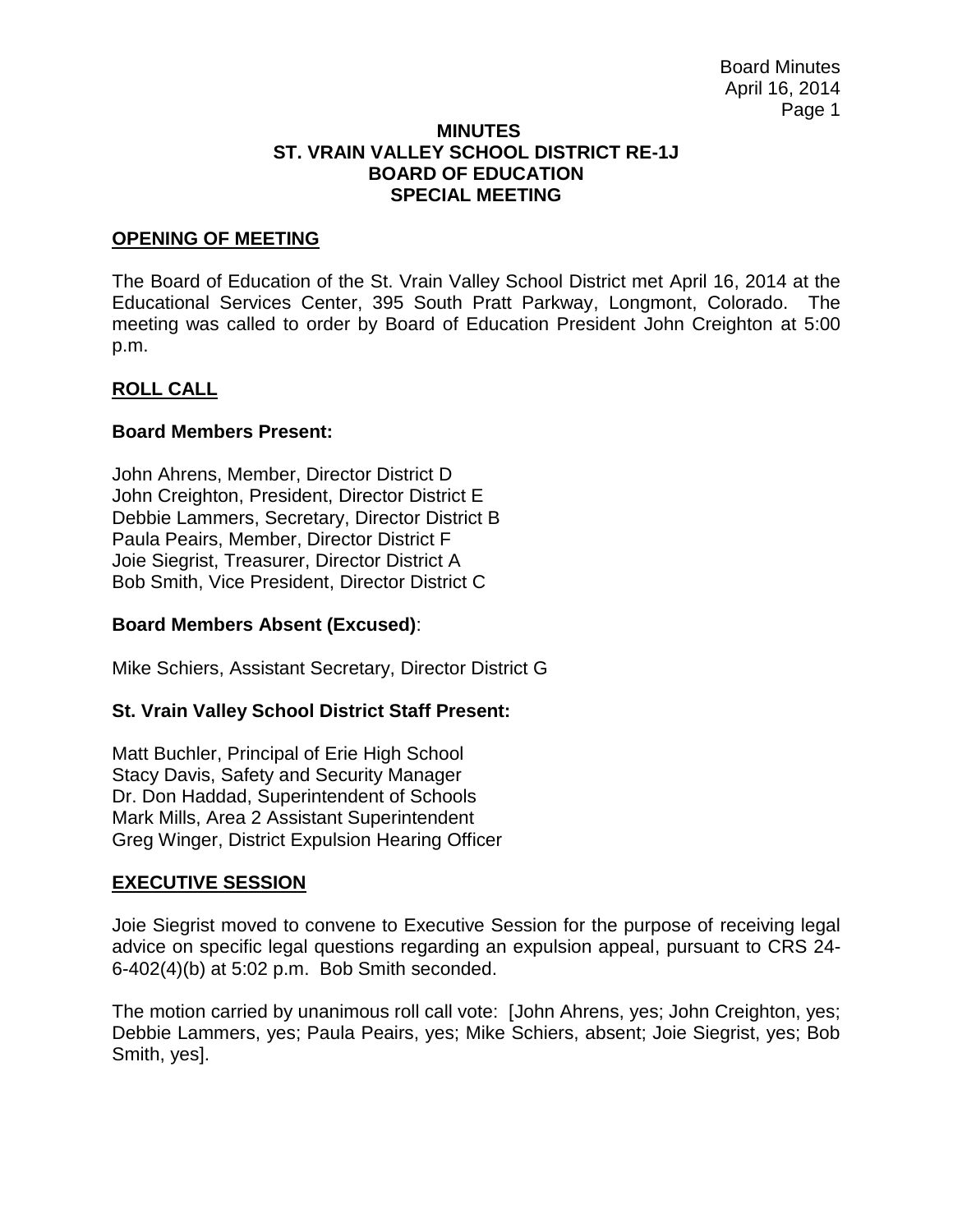# MINUTES
# ST. VRAIN VALLEY SCHOOL DISTRICT RE-1J
# BOARD OF EDUCATION
# SPECIAL MEETING

## OPENING OF MEETING

The Board of Education of the St. Vrain Valley School District met April 16, 2014 at the Educational Services Center, 395 South Pratt Parkway, Longmont, Colorado. The meeting was called to order by Board of Education President John Creighton at 5:00 p.m.

## ROLL CALL

**Board Members Present:**

John Ahrens, Member, Director District D
John Creighton, President, Director District E
Debbie Lammers, Secretary, Director District B
Paula Peairs, Member, Director District F
Joie Siegrist, Treasurer, Director District A
Bob Smith, Vice President, Director District C

**Board Members Absent (Excused)**:

Mike Schiers, Assistant Secretary, Director District G

**St. Vrain Valley School District Staff Present:**

Matt Buchler, Principal of Erie High School
Stacy Davis, Safety and Security Manager
Dr. Don Haddad, Superintendent of Schools
Mark Mills, Area 2 Assistant Superintendent
Greg Winger, District Expulsion Hearing Officer

## EXECUTIVE SESSION

Joie Siegrist moved to convene to Executive Session for the purpose of receiving legal advice on specific legal questions regarding an expulsion appeal, pursuant to CRS 24-6-402(4)(b) at 5:02 p.m. Bob Smith seconded.

The motion carried by unanimous roll call vote: [John Ahrens, yes; John Creighton, yes; Debbie Lammers, yes; Paula Peairs, yes; Mike Schiers, absent; Joie Siegrist, yes; Bob Smith, yes].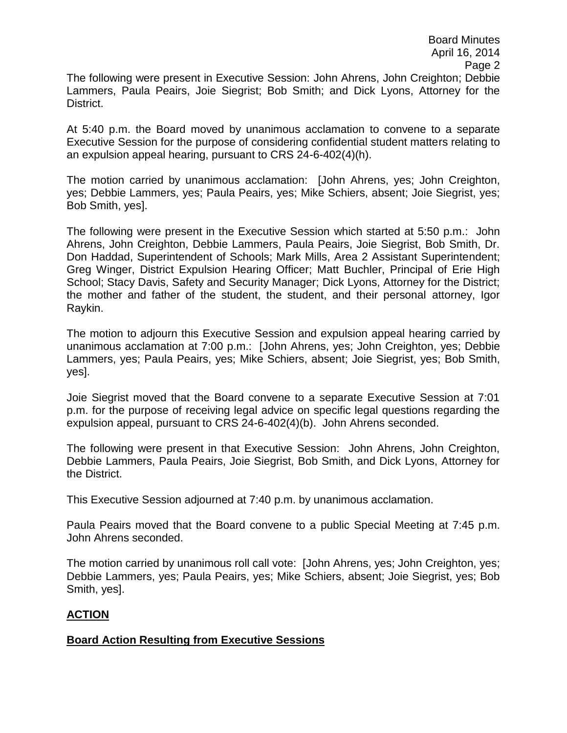The following were present in Executive Session: John Ahrens, John Creighton; Debbie Lammers, Paula Peairs, Joie Siegrist; Bob Smith; and Dick Lyons, Attorney for the District.

At 5:40 p.m. the Board moved by unanimous acclamation to convene to a separate Executive Session for the purpose of considering confidential student matters relating to an expulsion appeal hearing, pursuant to CRS 24-6-402(4)(h).

The motion carried by unanimous acclamation: [John Ahrens, yes; John Creighton, yes; Debbie Lammers, yes; Paula Peairs, yes; Mike Schiers, absent; Joie Siegrist, yes; Bob Smith, yes].

The following were present in the Executive Session which started at 5:50 p.m.: John Ahrens, John Creighton, Debbie Lammers, Paula Peairs, Joie Siegrist, Bob Smith, Dr. Don Haddad, Superintendent of Schools; Mark Mills, Area 2 Assistant Superintendent; Greg Winger, District Expulsion Hearing Officer; Matt Buchler, Principal of Erie High School; Stacy Davis, Safety and Security Manager; Dick Lyons, Attorney for the District; the mother and father of the student, the student, and their personal attorney, Igor Raykin.

The motion to adjourn this Executive Session and expulsion appeal hearing carried by unanimous acclamation at 7:00 p.m.: [John Ahrens, yes; John Creighton, yes; Debbie Lammers, yes; Paula Peairs, yes; Mike Schiers, absent; Joie Siegrist, yes; Bob Smith, yes].

Joie Siegrist moved that the Board convene to a separate Executive Session at 7:01 p.m. for the purpose of receiving legal advice on specific legal questions regarding the expulsion appeal, pursuant to CRS 24-6-402(4)(b). John Ahrens seconded.

The following were present in that Executive Session: John Ahrens, John Creighton, Debbie Lammers, Paula Peairs, Joie Siegrist, Bob Smith, and Dick Lyons, Attorney for the District.

This Executive Session adjourned at 7:40 p.m. by unanimous acclamation.

Paula Peairs moved that the Board convene to a public Special Meeting at 7:45 p.m. John Ahrens seconded.

The motion carried by unanimous roll call vote: [John Ahrens, yes; John Creighton, yes; Debbie Lammers, yes; Paula Peairs, yes; Mike Schiers, absent; Joie Siegrist, yes; Bob Smith, yes].

## **ACTION**

### **Board Action Resulting from Executive Sessions**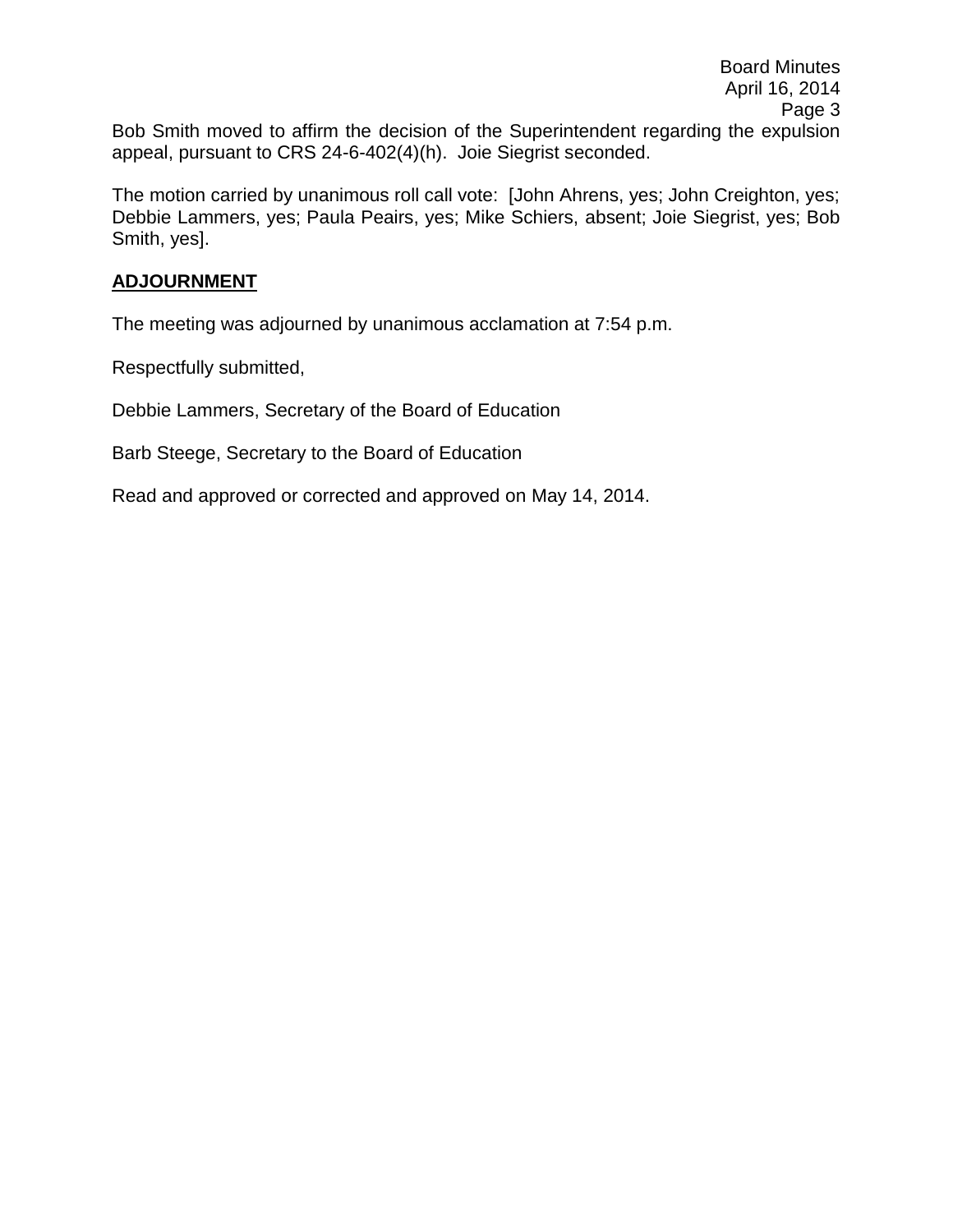Bob Smith moved to affirm the decision of the Superintendent regarding the expulsion appeal, pursuant to CRS 24-6-402(4)(h). Joie Siegrist seconded.

The motion carried by unanimous roll call vote: [John Ahrens, yes; John Creighton, yes; Debbie Lammers, yes; Paula Peairs, yes; Mike Schiers, absent; Joie Siegrist, yes; Bob Smith, yes].

## **ADJOURNMENT**

The meeting was adjourned by unanimous acclamation at 7:54 p.m.

Respectfully submitted,

Debbie Lammers, Secretary of the Board of Education

Barb Steege, Secretary to the Board of Education

Read and approved or corrected and approved on May 14, 2014.